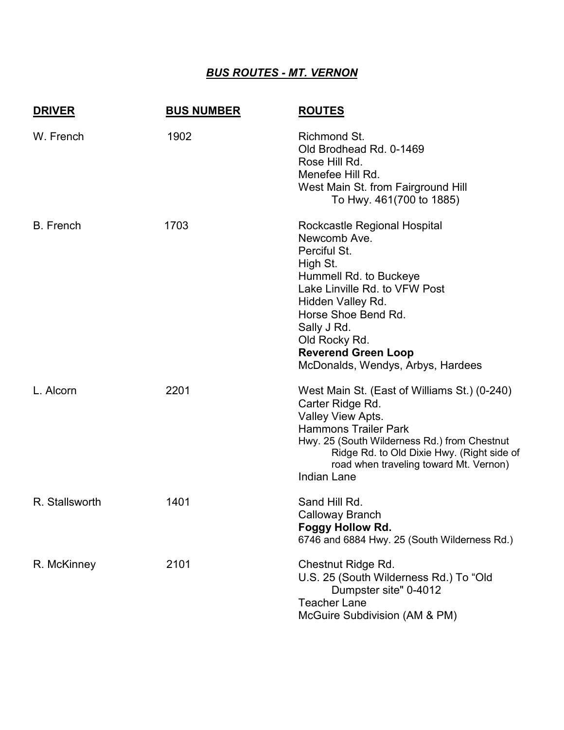***BUS ROUTES - MT. VERNON***

| DRIVER | BUS NUMBER | ROUTES |
|---|---|---|
| W. French | 1902 | Richmond St.<br>Old Brodhead Rd. 0-1469<br>Rose Hill Rd.<br>Menefee Hill Rd.<br>West Main St. from Fairground Hill To Hwy. 461(700 to 1885) |
| B. French | 1703 | Rockcastle Regional Hospital<br>Newcomb Ave.<br>Perciful St.<br>High St.<br>Hummell Rd. to Buckeye<br>Lake Linville Rd. to VFW Post<br>Hidden Valley Rd.<br>Horse Shoe Bend Rd.<br>Sally J Rd.<br>Old Rocky Rd.<br>**Reverend Green Loop**<br>McDonalds, Wendys, Arbys, Hardees |
| L. Alcorn | 2201 | West Main St. (East of Williams St.) (0-240)<br>Carter Ridge Rd.<br>Valley View Apts.<br>Hammons Trailer Park<br>Hwy. 25 (South Wilderness Rd.) from Chestnut Ridge Rd. to Old Dixie Hwy. (Right side of road when traveling toward Mt. Vernon)<br>Indian Lane |
| R. Stallsworth | 1401 | Sand Hill Rd.<br>Calloway Branch<br>**Foggy Hollow Rd.**<br>6746 and 6884 Hwy. 25 (South Wilderness Rd.) |
| R. McKinney | 2101 | Chestnut Ridge Rd.<br>U.S. 25 (South Wilderness Rd.) To "Old Dumpster site" 0-4012<br>Teacher Lane<br>McGuire Subdivision (AM & PM) |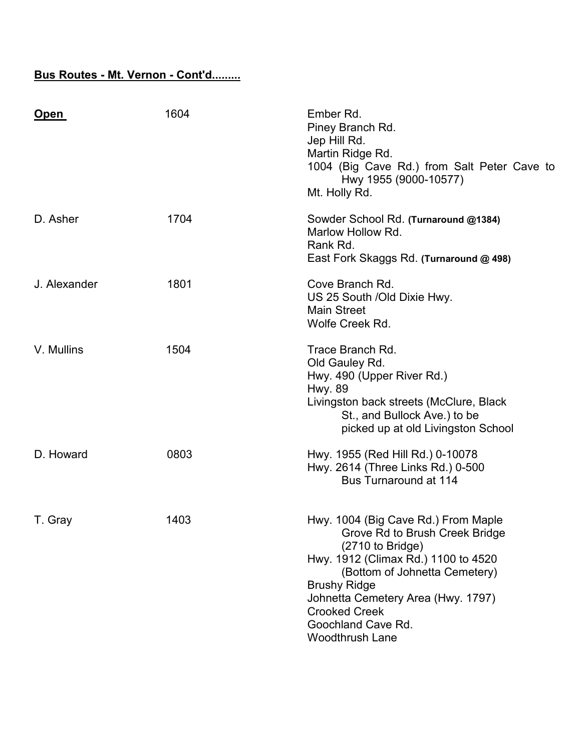**Bus Routes - Mt. Vernon - Cont'd.........**

| Driver | Bus | Route |
|---|---|---|
| **Open** | 1604 | Ember Rd.<br>Piney Branch Rd.<br>Jep Hill Rd.<br>Martin Ridge Rd.<br>1004 (Big Cave Rd.) from Salt Peter Cave to Hwy 1955 (9000-10577)<br>Mt. Holly Rd. |
| D. Asher | 1704 | Sowder School Rd. **(Turnaround @1384)**<br>Marlow Hollow Rd.<br>Rank Rd.<br>East Fork Skaggs Rd. **(Turnaround @ 498)** |
| J. Alexander | 1801 | Cove Branch Rd.<br>US 25 South /Old Dixie Hwy.<br>Main Street<br>Wolfe Creek Rd. |
| V. Mullins | 1504 | Trace Branch Rd.<br>Old Gauley Rd.<br>Hwy. 490 (Upper River Rd.)<br>Hwy. 89<br>Livingston back streets (McClure, Black St., and Bullock Ave.) to be picked up at old Livingston School |
| D. Howard | 0803 | Hwy. 1955 (Red Hill Rd.) 0-10078<br>Hwy. 2614 (Three Links Rd.) 0-500<br>Bus Turnaround at 114 |
| T. Gray | 1403 | Hwy. 1004 (Big Cave Rd.) From Maple Grove Rd to Brush Creek Bridge (2710 to Bridge)<br>Hwy. 1912 (Climax Rd.) 1100 to 4520 (Bottom of Johnetta Cemetery)<br>Brushy Ridge<br>Johnetta Cemetery Area (Hwy. 1797)<br>Crooked Creek<br>Goochland Cave Rd.<br>Woodthrush Lane |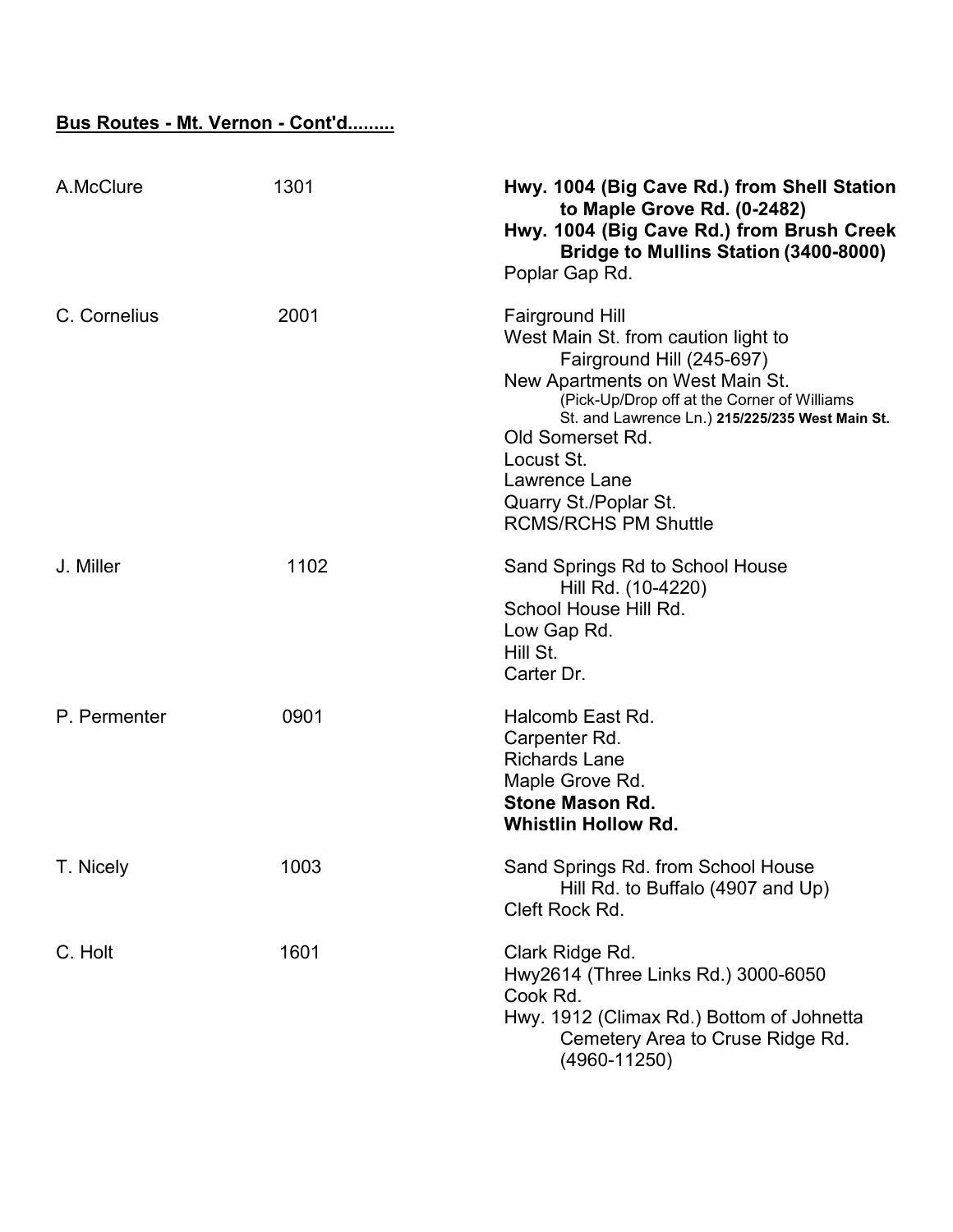**Bus Routes - Mt. Vernon - Cont'd.........**

| Driver | Bus | Route |
| --- | --- | --- |
| A.McClure | 1301 | **Hwy. 1004 (Big Cave Rd.) from Shell Station to Maple Grove Rd. (0-2482)**<br>**Hwy. 1004 (Big Cave Rd.) from Brush Creek Bridge to Mullins Station (3400-8000)**<br>Poplar Gap Rd. |
| C. Cornelius | 2001 | Fairground Hill<br>West Main St. from caution light to Fairground Hill (245-697)<br>New Apartments on West Main St. (Pick-Up/Drop off at the Corner of Williams St. and Lawrence Ln.) **215/225/235 West Main St.**<br>Old Somerset Rd.<br>Locust St.<br>Lawrence Lane<br>Quarry St./Poplar St.<br>RCMS/RCHS PM Shuttle |
| J. Miller | 1102 | Sand Springs Rd to School House Hill Rd. (10-4220)<br>School House Hill Rd.<br>Low Gap Rd.<br>Hill St.<br>Carter Dr. |
| P. Permenter | 0901 | Halcomb East Rd.<br>Carpenter Rd.<br>Richards Lane<br>Maple Grove Rd.<br>**Stone Mason Rd.**<br>**Whistlin Hollow Rd.** |
| T. Nicely | 1003 | Sand Springs Rd. from School House Hill Rd. to Buffalo (4907 and Up)<br>Cleft Rock Rd. |
| C. Holt | 1601 | Clark Ridge Rd.<br>Hwy2614 (Three Links Rd.) 3000-6050<br>Cook Rd.<br>Hwy. 1912 (Climax Rd.) Bottom of Johnetta Cemetery Area to Cruse Ridge Rd. (4960-11250) |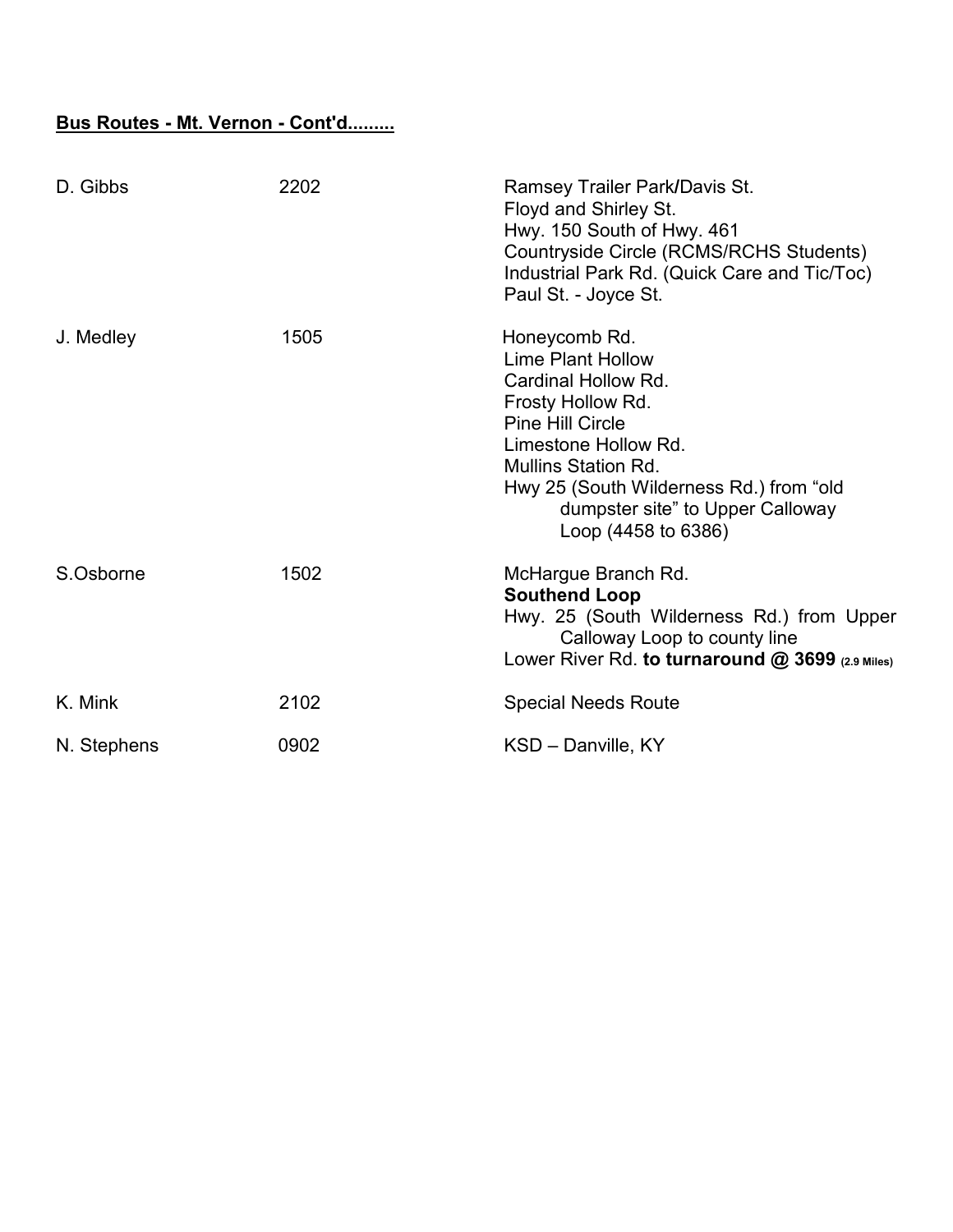**Bus Routes - Mt. Vernon - Cont'd.........**

| | | |
|---|---|---|
| D. Gibbs | 2202 | Ramsey Trailer Park/Davis St.<br>Floyd and Shirley St.<br>Hwy. 150 South of Hwy. 461<br>Countryside Circle (RCMS/RCHS Students)<br>Industrial Park Rd. (Quick Care and Tic/Toc)<br>Paul St. - Joyce St. |
| J. Medley | 1505 | Honeycomb Rd.<br>Lime Plant Hollow<br>Cardinal Hollow Rd.<br>Frosty Hollow Rd.<br>Pine Hill Circle<br>Limestone Hollow Rd.<br>Mullins Station Rd.<br>Hwy 25 (South Wilderness Rd.) from "old dumpster site" to Upper Calloway Loop (4458 to 6386) |
| S.Osborne | 1502 | McHargue Branch Rd.<br>**Southend Loop**<br>Hwy. 25 (South Wilderness Rd.) from Upper Calloway Loop to county line<br>Lower River Rd. **to turnaround @ 3699 (2.9 Miles)** |
| K. Mink | 2102 | Special Needs Route |
| N. Stephens | 0902 | KSD – Danville, KY |